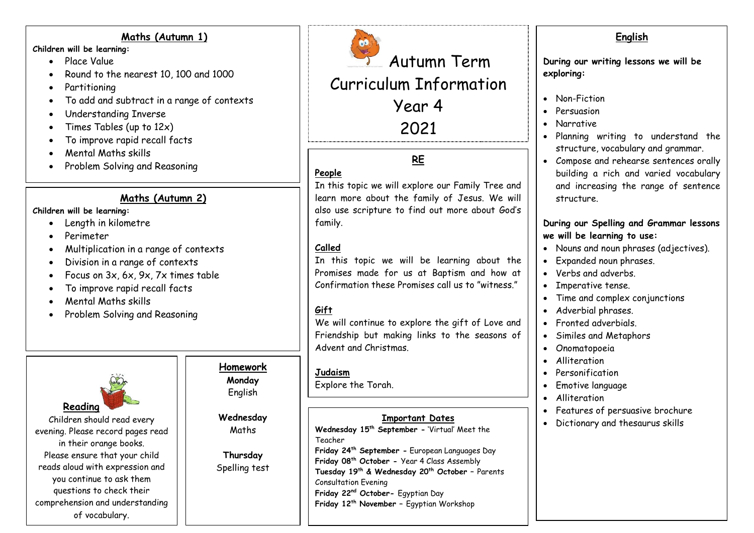# Autumn Term Curriculum Information Year 4 2021

## Maths (Autumn 1)

**Children will be learning:**

- Place Value
- Round to the nearest 10, 100 and 1000
- Partitioning
- To add and subtract in a range of contexts
- Understanding Inverse
- Times Tables (up to 12x)
- To improve rapid recall facts
- Mental Maths skills
- Problem Solving and Reasoning

## Maths (Autumn 2)

**Children will be learning:**

- Length in kilometre
- Perimeter
- Multiplication in a range of contexts
- Division in a range of contexts
- Focus on 3x, 6x, 9x, 7x times table
- To improve rapid recall facts
- Mental Maths skills
- Problem Solving and Reasoning

## Reading

Children should read every evening. Please record pages read in their orange books.
Please ensure that your child reads aloud with expression and you continue to ask them questions to check their comprehension and understanding of vocabulary.

## Homework

**Monday**
English

**Wednesday**
Maths

**Thursday**
Spelling test

## RE

**People**
In this topic we will explore our Family Tree and learn more about the family of Jesus. We will also use scripture to find out more about God's family.

**Called**
In this topic we will be learning about the Promises made for us at Baptism and how at Confirmation these Promises call us to "witness."

**Gift**
We will continue to explore the gift of Love and Friendship but making links to the seasons of Advent and Christmas.

**Judaism**
Explore the Torah.

## Important Dates

**Wednesday 15th September -** 'Virtual' Meet the Teacher
**Friday 24th September -** European Languages Day
**Friday 08th October -** Year 4 Class Assembly
**Tuesday 19th & Wednesday 20th October** – Parents Consultation Evening
**Friday 22nd October-** Egyptian Day
**Friday 12th November** – Egyptian Workshop

## English

**During our writing lessons we will be exploring:**

- Non-Fiction
- Persuasion
- Narrative
- Planning writing to understand the structure, vocabulary and grammar.
- Compose and rehearse sentences orally building a rich and varied vocabulary and increasing the range of sentence structure.

**During our Spelling and Grammar lessons we will be learning to use:**

- Nouns and noun phrases (adjectives).
- Expanded noun phrases.
- Verbs and adverbs.
- Imperative tense.
- Time and complex conjunctions
- Adverbial phrases.
- Fronted adverbials.
- Similes and Metaphors
- Onomatopoeia
- Alliteration
- Personification
- Emotive language
- Alliteration
- Features of persuasive brochure
- Dictionary and thesaurus skills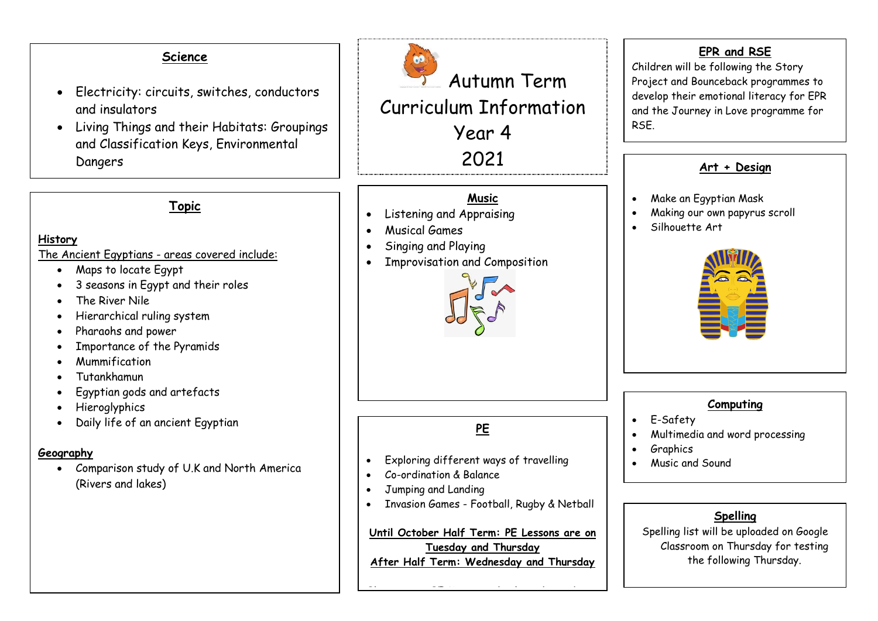# Autumn Term Curriculum Information Year 4 2021

## Science

- Electricity: circuits, switches, conductors and insulators
- Living Things and their Habitats: Groupings and Classification Keys, Environmental Dangers

## Topic

### History

The Ancient Egyptians - areas covered include:

- Maps to locate Egypt
- 3 seasons in Egypt and their roles
- The River Nile
- Hierarchical ruling system
- Pharaohs and power
- Importance of the Pyramids
- Mummification
- Tutankhamun
- Egyptian gods and artefacts
- Hieroglyphics
- Daily life of an ancient Egyptian

### Geography

- Comparison study of U.K and North America (Rivers and lakes)

## Music

- Listening and Appraising
- Musical Games
- Singing and Playing
- Improvisation and Composition

## PE

- Exploring different ways of travelling
- Co-ordination & Balance
- Jumping and Landing
- Invasion Games - Football, Rugby & Netball

**Until October Half Term: PE Lessons are on Tuesday and Thursday**

**After Half Term: Wednesday and Thursday**

## EPR and RSE

Children will be following the Story Project and Bounceback programmes to develop their emotional literacy for EPR and the Journey in Love programme for RSE.

## Art + Design

- Make an Egyptian Mask
- Making our own papyrus scroll
- Silhouette Art

## Computing

- E-Safety
- Multimedia and word processing
- Graphics
- Music and Sound

## Spelling

Spelling list will be uploaded on Google Classroom on Thursday for testing the following Thursday.